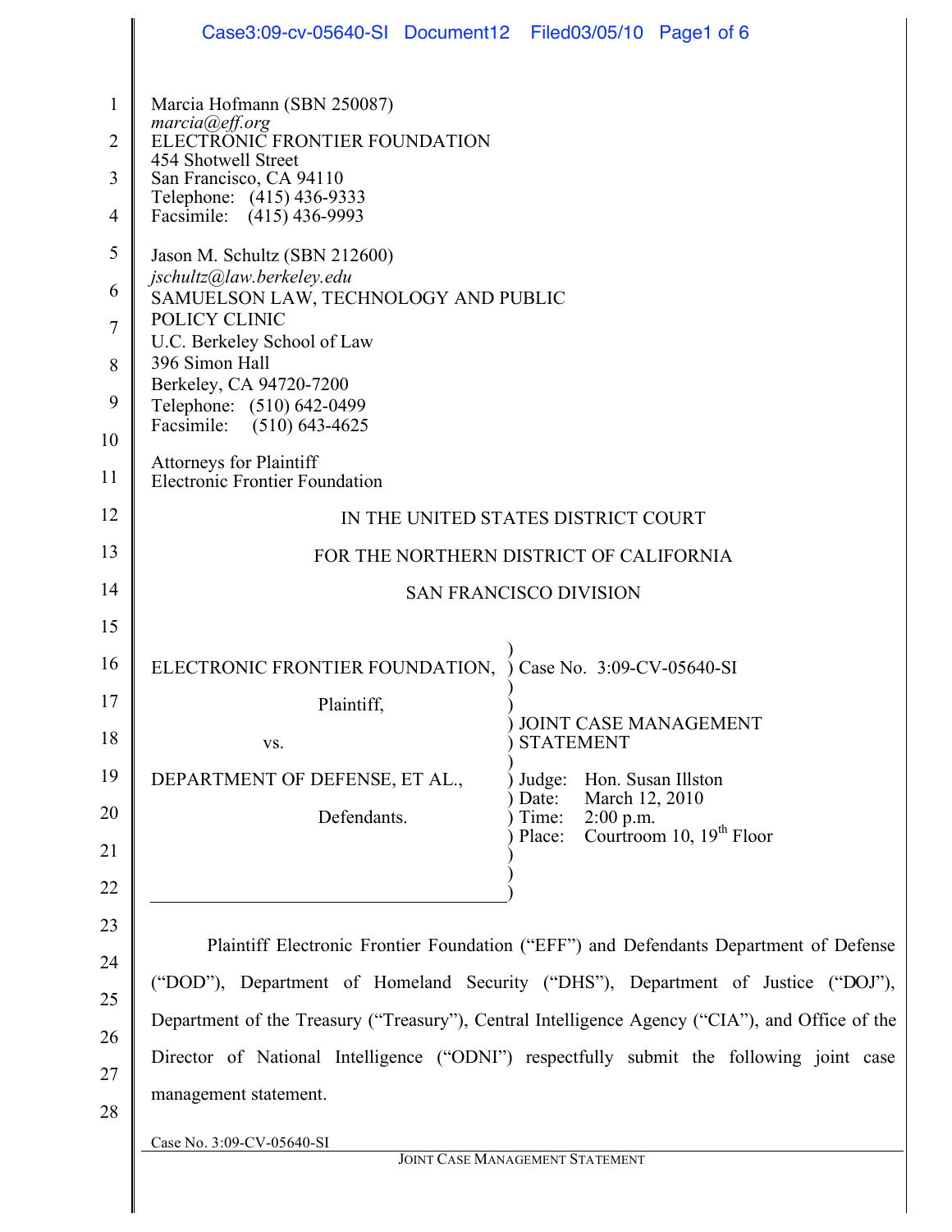Marcia Hofmann (SBN 250087)
*marcia@eff.org*
ELECTRONIC FRONTIER FOUNDATION
454 Shotwell Street
San Francisco, CA 94110
Telephone: (415) 436-9333
Facsimile: (415) 436-9993

Jason M. Schultz (SBN 212600)
*jschultz@law.berkeley.edu*
SAMUELSON LAW, TECHNOLOGY AND PUBLIC POLICY CLINIC
U.C. Berkeley School of Law
396 Simon Hall
Berkeley, CA 94720-7200
Telephone: (510) 642-0499
Facsimile: (510) 643-4625

Attorneys for Plaintiff
Electronic Frontier Foundation

IN THE UNITED STATES DISTRICT COURT

FOR THE NORTHERN DISTRICT OF CALIFORNIA

SAN FRANCISCO DIVISION

| | |
|---|---|
| ELECTRONIC FRONTIER FOUNDATION, | Case No. 3:09-CV-05640-SI |
| Plaintiff, | |
| vs. | JOINT CASE MANAGEMENT STATEMENT |
| DEPARTMENT OF DEFENSE, ET AL., | Judge: Hon. Susan Illston |
| Defendants. | Date: March 12, 2010 |
| | Time: 2:00 p.m. |
| | Place: Courtroom 10, 19th Floor |

Plaintiff Electronic Frontier Foundation ("EFF") and Defendants Department of Defense ("DOD"), Department of Homeland Security ("DHS"), Department of Justice ("DOJ"), Department of the Treasury ("Treasury"), Central Intelligence Agency ("CIA"), and Office of the Director of National Intelligence ("ODNI") respectfully submit the following joint case management statement.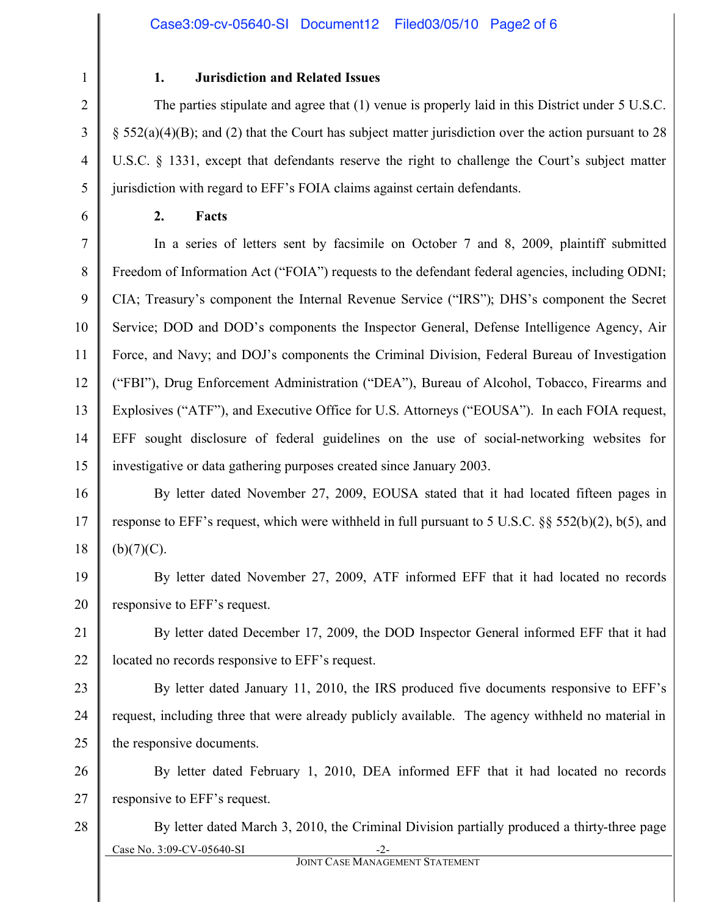## 1. Jurisdiction and Related Issues

The parties stipulate and agree that (1) venue is properly laid in this District under 5 U.S.C. § 552(a)(4)(B); and (2) that the Court has subject matter jurisdiction over the action pursuant to 28 U.S.C. § 1331, except that defendants reserve the right to challenge the Court's subject matter jurisdiction with regard to EFF's FOIA claims against certain defendants.

## 2. Facts

In a series of letters sent by facsimile on October 7 and 8, 2009, plaintiff submitted Freedom of Information Act ("FOIA") requests to the defendant federal agencies, including ODNI; CIA; Treasury's component the Internal Revenue Service ("IRS"); DHS's component the Secret Service; DOD and DOD's components the Inspector General, Defense Intelligence Agency, Air Force, and Navy; and DOJ's components the Criminal Division, Federal Bureau of Investigation ("FBI"), Drug Enforcement Administration ("DEA"), Bureau of Alcohol, Tobacco, Firearms and Explosives ("ATF"), and Executive Office for U.S. Attorneys ("EOUSA"). In each FOIA request, EFF sought disclosure of federal guidelines on the use of social-networking websites for investigative or data gathering purposes created since January 2003.

By letter dated November 27, 2009, EOUSA stated that it had located fifteen pages in response to EFF's request, which were withheld in full pursuant to 5 U.S.C. §§ 552(b)(2), b(5), and (b)(7)(C).

By letter dated November 27, 2009, ATF informed EFF that it had located no records responsive to EFF's request.

By letter dated December 17, 2009, the DOD Inspector General informed EFF that it had located no records responsive to EFF's request.

By letter dated January 11, 2010, the IRS produced five documents responsive to EFF's request, including three that were already publicly available. The agency withheld no material in the responsive documents.

By letter dated February 1, 2010, DEA informed EFF that it had located no records responsive to EFF's request.

By letter dated March 3, 2010, the Criminal Division partially produced a thirty-three page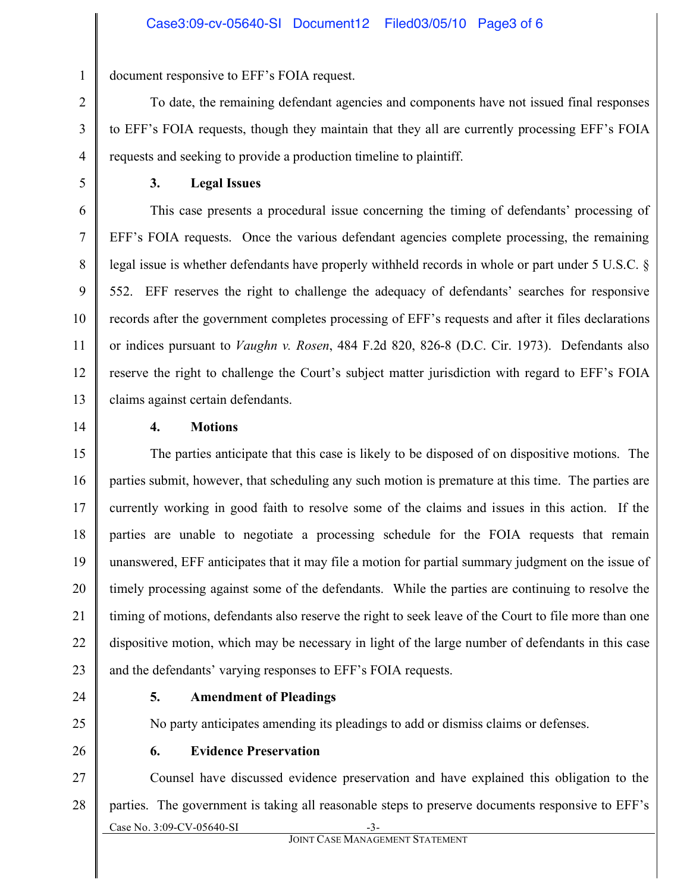document responsive to EFF's FOIA request.

To date, the remaining defendant agencies and components have not issued final responses to EFF's FOIA requests, though they maintain that they all are currently processing EFF's FOIA requests and seeking to provide a production timeline to plaintiff.

**3. Legal Issues**

This case presents a procedural issue concerning the timing of defendants' processing of EFF's FOIA requests. Once the various defendant agencies complete processing, the remaining legal issue is whether defendants have properly withheld records in whole or part under 5 U.S.C. § 552. EFF reserves the right to challenge the adequacy of defendants' searches for responsive records after the government completes processing of EFF's requests and after it files declarations or indices pursuant to *Vaughn v. Rosen*, 484 F.2d 820, 826-8 (D.C. Cir. 1973). Defendants also reserve the right to challenge the Court's subject matter jurisdiction with regard to EFF's FOIA claims against certain defendants.

**4. Motions**

The parties anticipate that this case is likely to be disposed of on dispositive motions. The parties submit, however, that scheduling any such motion is premature at this time. The parties are currently working in good faith to resolve some of the claims and issues in this action. If the parties are unable to negotiate a processing schedule for the FOIA requests that remain unanswered, EFF anticipates that it may file a motion for partial summary judgment on the issue of timely processing against some of the defendants. While the parties are continuing to resolve the timing of motions, defendants also reserve the right to seek leave of the Court to file more than one dispositive motion, which may be necessary in light of the large number of defendants in this case and the defendants' varying responses to EFF's FOIA requests.

**5. Amendment of Pleadings**

No party anticipates amending its pleadings to add or dismiss claims or defenses.

**6. Evidence Preservation**

Counsel have discussed evidence preservation and have explained this obligation to the parties. The government is taking all reasonable steps to preserve documents responsive to EFF's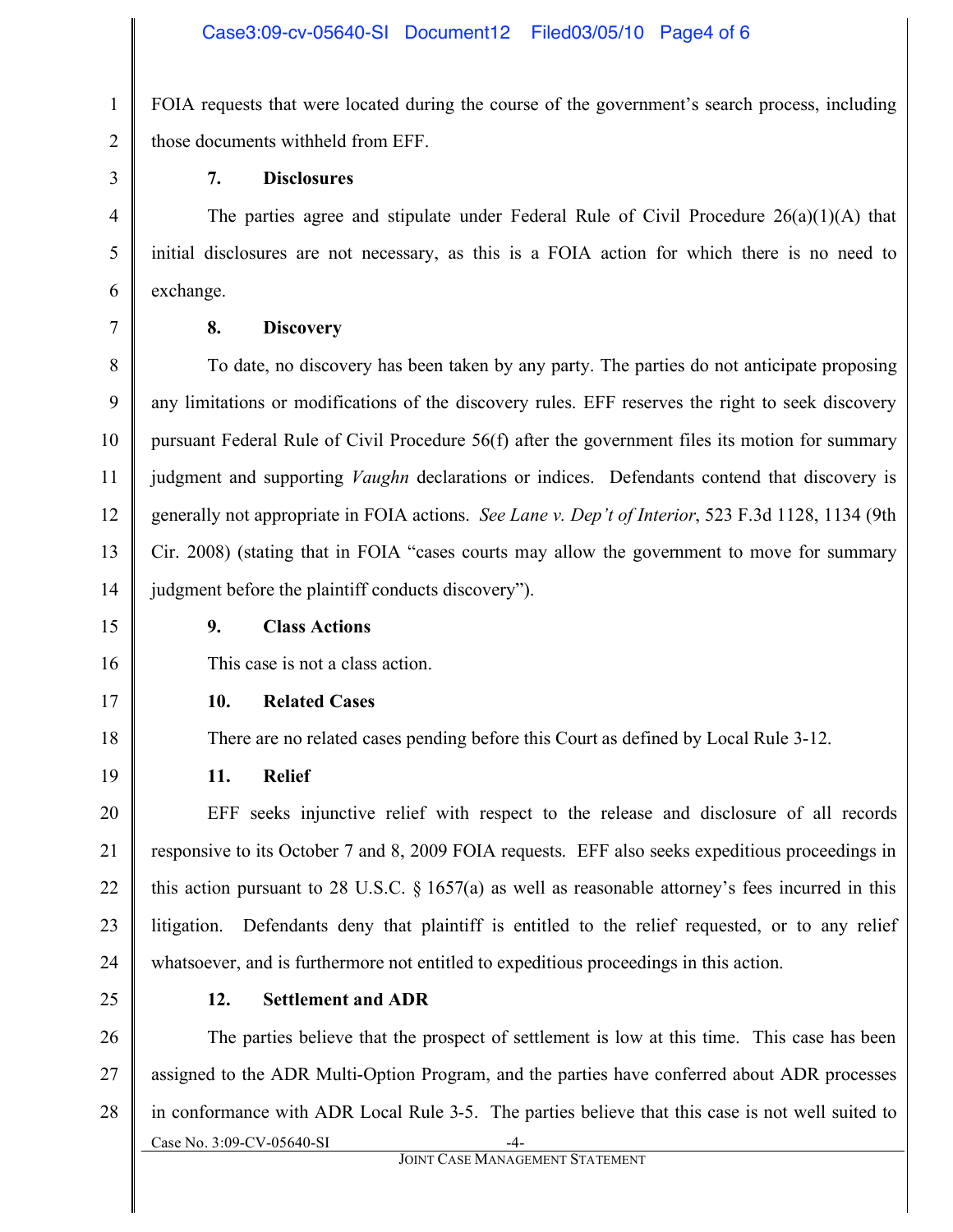FOIA requests that were located during the course of the government's search process, including those documents withheld from EFF.

**7. Disclosures**

The parties agree and stipulate under Federal Rule of Civil Procedure 26(a)(1)(A) that initial disclosures are not necessary, as this is a FOIA action for which there is no need to exchange.

**8. Discovery**

To date, no discovery has been taken by any party. The parties do not anticipate proposing any limitations or modifications of the discovery rules. EFF reserves the right to seek discovery pursuant Federal Rule of Civil Procedure 56(f) after the government files its motion for summary judgment and supporting *Vaughn* declarations or indices. Defendants contend that discovery is generally not appropriate in FOIA actions. *See Lane v. Dep't of Interior*, 523 F.3d 1128, 1134 (9th Cir. 2008) (stating that in FOIA "cases courts may allow the government to move for summary judgment before the plaintiff conducts discovery").

**9. Class Actions**

This case is not a class action.

**10. Related Cases**

There are no related cases pending before this Court as defined by Local Rule 3-12.

**11. Relief**

EFF seeks injunctive relief with respect to the release and disclosure of all records responsive to its October 7 and 8, 2009 FOIA requests. EFF also seeks expeditious proceedings in this action pursuant to 28 U.S.C. § 1657(a) as well as reasonable attorney's fees incurred in this litigation. Defendants deny that plaintiff is entitled to the relief requested, or to any relief whatsoever, and is furthermore not entitled to expeditious proceedings in this action.

**12. Settlement and ADR**

The parties believe that the prospect of settlement is low at this time. This case has been assigned to the ADR Multi-Option Program, and the parties have conferred about ADR processes in conformance with ADR Local Rule 3-5. The parties believe that this case is not well suited to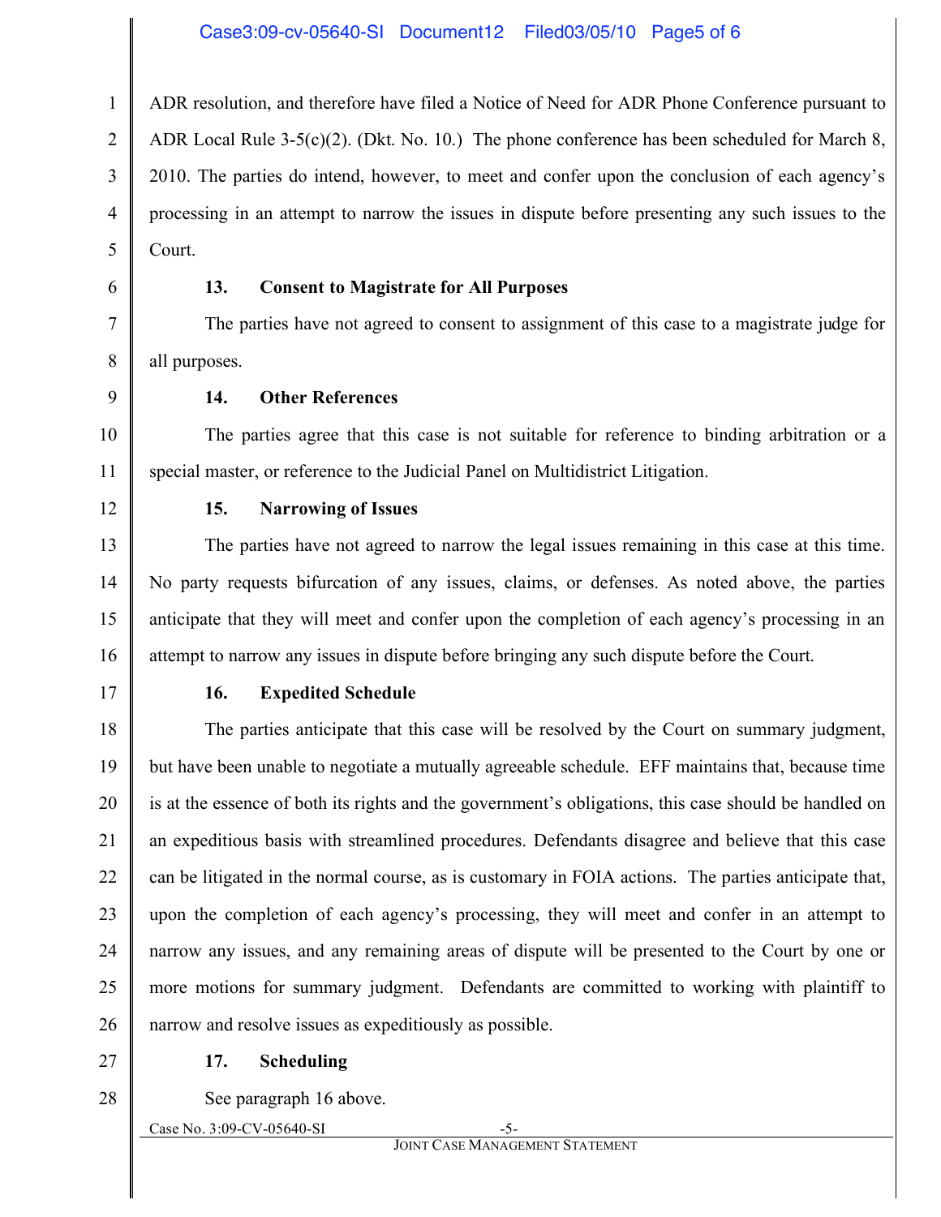ADR resolution, and therefore have filed a Notice of Need for ADR Phone Conference pursuant to ADR Local Rule 3-5(c)(2). (Dkt. No. 10.) The phone conference has been scheduled for March 8, 2010. The parties do intend, however, to meet and confer upon the conclusion of each agency's processing in an attempt to narrow the issues in dispute before presenting any such issues to the Court.

**13. Consent to Magistrate for All Purposes**

The parties have not agreed to consent to assignment of this case to a magistrate judge for all purposes.

**14. Other References**

The parties agree that this case is not suitable for reference to binding arbitration or a special master, or reference to the Judicial Panel on Multidistrict Litigation.

**15. Narrowing of Issues**

The parties have not agreed to narrow the legal issues remaining in this case at this time. No party requests bifurcation of any issues, claims, or defenses. As noted above, the parties anticipate that they will meet and confer upon the completion of each agency's processing in an attempt to narrow any issues in dispute before bringing any such dispute before the Court.

**16. Expedited Schedule**

The parties anticipate that this case will be resolved by the Court on summary judgment, but have been unable to negotiate a mutually agreeable schedule. EFF maintains that, because time is at the essence of both its rights and the government's obligations, this case should be handled on an expeditious basis with streamlined procedures. Defendants disagree and believe that this case can be litigated in the normal course, as is customary in FOIA actions. The parties anticipate that, upon the completion of each agency's processing, they will meet and confer in an attempt to narrow any issues, and any remaining areas of dispute will be presented to the Court by one or more motions for summary judgment. Defendants are committed to working with plaintiff to narrow and resolve issues as expeditiously as possible.

**17. Scheduling**

See paragraph 16 above.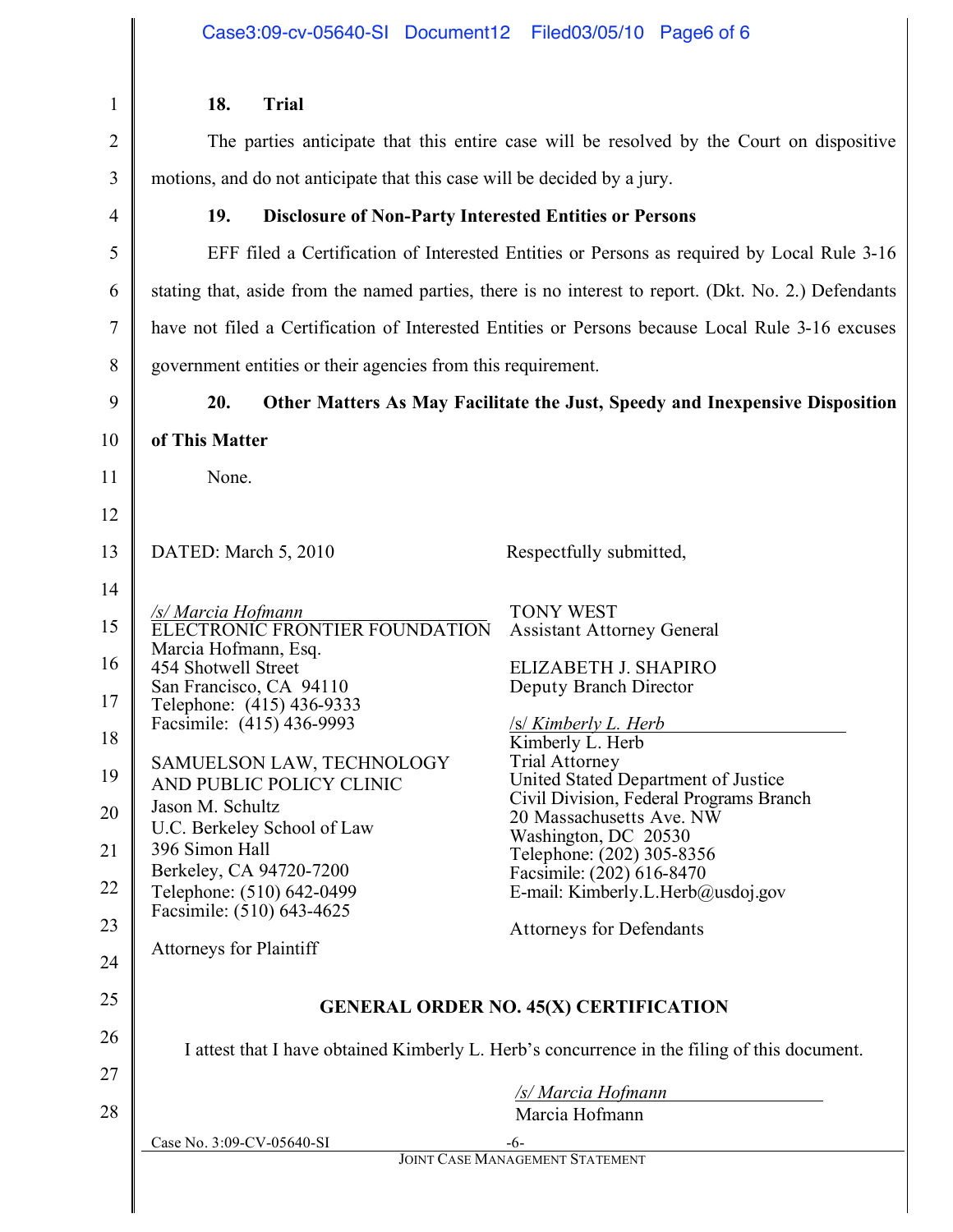**18. Trial**

The parties anticipate that this entire case will be resolved by the Court on dispositive motions, and do not anticipate that this case will be decided by a jury.

**19. Disclosure of Non-Party Interested Entities or Persons**

EFF filed a Certification of Interested Entities or Persons as required by Local Rule 3-16 stating that, aside from the named parties, there is no interest to report. (Dkt. No. 2.) Defendants have not filed a Certification of Interested Entities or Persons because Local Rule 3-16 excuses government entities or their agencies from this requirement.

**20. Other Matters As May Facilitate the Just, Speedy and Inexpensive Disposition of This Matter**

None.

DATED: March 5, 2010

Respectfully submitted,

*/s/ Marcia Hofmann*
ELECTRONIC FRONTIER FOUNDATION
Marcia Hofmann, Esq.
454 Shotwell Street
San Francisco, CA 94110
Telephone: (415) 436-9333
Facsimile: (415) 436-9993

SAMUELSON LAW, TECHNOLOGY AND PUBLIC POLICY CLINIC
Jason M. Schultz
U.C. Berkeley School of Law
396 Simon Hall
Berkeley, CA 94720-7200
Telephone: (510) 642-0499
Facsimile: (510) 643-4625

Attorneys for Plaintiff

TONY WEST
Assistant Attorney General

ELIZABETH J. SHAPIRO
Deputy Branch Director

/s/ *Kimberly L. Herb*
Kimberly L. Herb
Trial Attorney
United Stated Department of Justice
Civil Division, Federal Programs Branch
20 Massachusetts Ave. NW
Washington, DC 20530
Telephone: (202) 305-8356
Facsimile: (202) 616-8470
E-mail: Kimberly.L.Herb@usdoj.gov

Attorneys for Defendants

**GENERAL ORDER NO. 45(X) CERTIFICATION**

I attest that I have obtained Kimberly L. Herb's concurrence in the filing of this document.

*/s/ Marcia Hofmann*
Marcia Hofmann